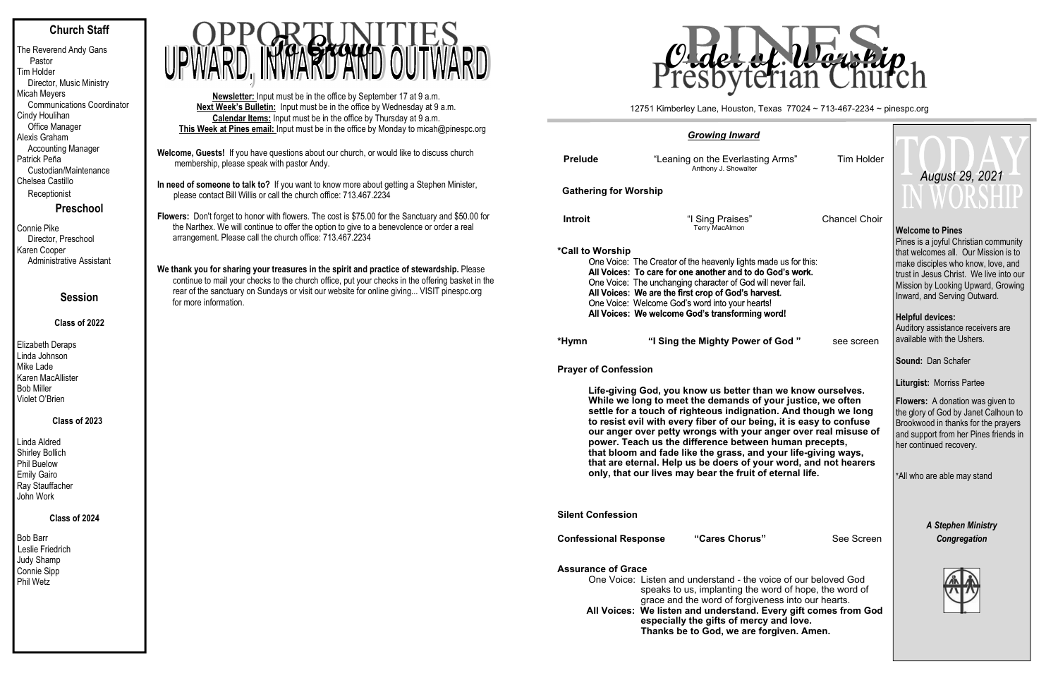## Church Staff

The Reverend Andy Gans
Pastor
Tim Holder
Director, Music Ministry
Micah Meyers
Communications Coordinator
Cindy Houlihan
Office Manager
Alexis Graham
Accounting Manager
Patrick Peña
Custodian/Maintenance
Chelsea Castillo
Receptionist

## Preschool

Connie Pike
Director, Preschool
Karen Cooper
Administrative Assistant

## Session

### Class of 2022

Elizabeth Deraps
Linda Johnson
Mike Lade
Karen MacAllister
Bob Miller
Violet O'Brien

### Class of 2023

Linda Aldred
Shirley Bollich
Phil Buelow
Emily Gairo
Ray Stauffacher
John Work

### Class of 2024

Bob Barr
Leslie Friedrich
Judy Shamp
Connie Sipp
Phil Wetz

# OPPORTUNITIES *To Grow* UPWARD, INWARD AND OUTWARD

**Newsletter:** Input must be in the office by September 17 at 9 a.m.
**Next Week's Bulletin:** Input must be in the office by Wednesday at 9 a.m.
**Calendar Items:** Input must be in the office by Thursday at 9 a.m.
**This Week at Pines email:** Input must be in the office by Monday to micah@pinespc.org

**Welcome, Guests!** If you have questions about our church, or would like to discuss church membership, please speak with pastor Andy.

**In need of someone to talk to?** If you want to know more about getting a Stephen Minister, please contact Bill Willis or call the church office: 713.467.2234

**Flowers:** Don't forget to honor with flowers. The cost is $75.00 for the Sanctuary and $50.00 for the Narthex. We will continue to offer the option to give to a benevolence or order a real arrangement. Please call the church office: 713.467.2234

**We thank you for sharing your treasures in the spirit and practice of stewardship.** Please continue to mail your checks to the church office, put your checks in the offering basket in the rear of the sanctuary on Sundays or visit our website for online giving... VISIT pinespc.org for more information.

# PINES Presbyterian Church — *Order of Worship*

12751 Kimberley Lane, Houston, Texas 77024 ~ 713-467-2234 ~ pinespc.org

## *Growing Inward*

**Prelude** — "Leaning on the Everlasting Arms" (Anthony J. Showalter) — Tim Holder

**Gathering for Worship**

**Introit** — "I Sing Praises" (Terry MacAlmon) — Chancel Choir

**\*Call to Worship**
One Voice: The Creator of the heavenly lights made us for this:
**All Voices: To care for one another and to do God's work.**
One Voice: The unchanging character of God will never fail.
**All Voices: We are the first crop of God's harvest.**
One Voice: Welcome God's word into your hearts!
**All Voices: We welcome God's transforming word!**

**\*Hymn** — **"I Sing the Mighty Power of God"** — see screen

**Prayer of Confession**

**Life-giving God, you know us better than we know ourselves. While we long to meet the demands of your justice, we often settle for a touch of righteous indignation. And though we long to resist evil with every fiber of our being, it is easy to confuse our anger over petty wrongs with your anger over real misuse of power. Teach us the difference between human precepts, that bloom and fade like the grass, and your life-giving ways, that are eternal. Help us be doers of your word, and not hearers only, that our lives may bear the fruit of eternal life.**

**Silent Confession**

**Confessional Response** — **"Cares Chorus"** — See Screen

**Assurance of Grace**
One Voice: Listen and understand - the voice of our beloved God speaks to us, implanting the word of hope, the word of grace and the word of forgiveness into our hearts.
**All Voices: We listen and understand. Every gift comes from God especially the gifts of mercy and love. Thanks be to God, we are forgiven. Amen.**

# TODAY IN WORSHIP

*August 29, 2021*

**Welcome to Pines**
Pines is a joyful Christian community that welcomes all. Our Mission is to make disciples who know, love, and trust in Jesus Christ. We live into our Mission by Looking Upward, Growing Inward, and Serving Outward.

**Helpful devices:**
Auditory assistance receivers are available with the Ushers.

**Sound:** Dan Schafer

**Liturgist:** Morriss Partee

**Flowers:** A donation was given to the glory of God by Janet Calhoun to Brookwood in thanks for the prayers and support from her Pines friends in her continued recovery.

\*All who are able may stand

***A Stephen Ministry Congregation***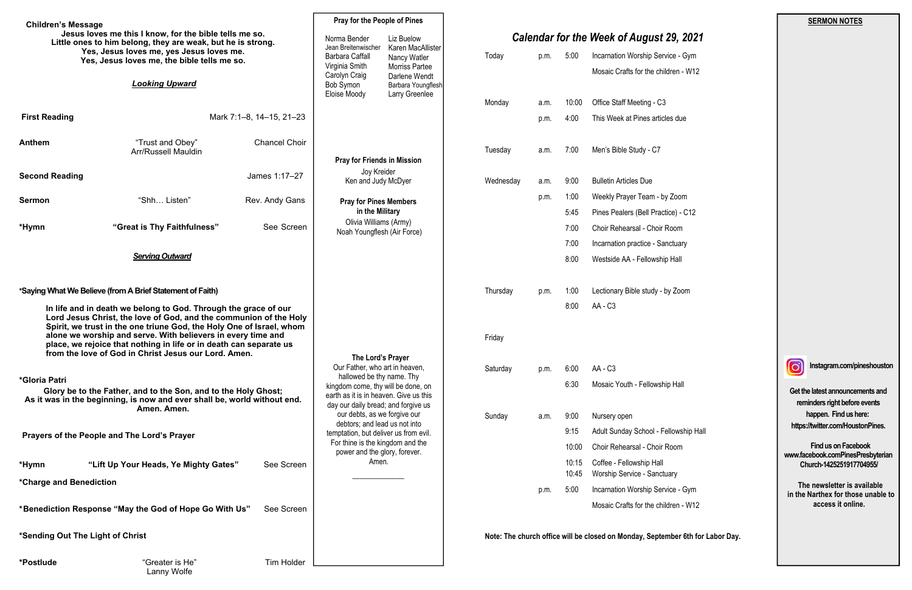**Children's Message**

**Jesus loves me this I know, for the bible tells me so.**
**Little ones to him belong, they are weak, but he is strong.**
**Yes, Jesus loves me, yes Jesus loves me.**
**Yes, Jesus loves me, the bible tells me so.**

***Looking Upward***

| | | |
|---|---|---|
| **First Reading** | | Mark 7:1–8, 14–15, 21–23 |
| **Anthem** | "Trust and Obey" Arr/Russell Mauldin | Chancel Choir |
| **Second Reading** | | James 1:17–27 |
| **Sermon** | "Shh… Listen" | Rev. Andy Gans |
| ***Hymn** | **"Great is Thy Faithfulness"** | See Screen |

***Serving Outward***

**\*Saying What We Believe (from A Brief Statement of Faith)**

**In life and in death we belong to God. Through the grace of our Lord Jesus Christ, the love of God, and the communion of the Holy Spirit, we trust in the one triune God, the Holy One of Israel, whom alone we worship and serve. With believers in every time and place, we rejoice that nothing in life or in death can separate us from the love of God in Christ Jesus our Lord. Amen.**

**\*Gloria Patri**

**Glory be to the Father, and to the Son, and to the Holy Ghost;**
**As it was in the beginning, is now and ever shall be, world without end.**
**Amen. Amen.**

**Prayers of the People and The Lord's Prayer**

| | | |
|---|---|---|
| ***Hymn** | **"Lift Up Your Heads, Ye Mighty Gates"** | See Screen |
| ***Charge and Benediction** | | |
| ***Benediction Response "May the God of Hope Go With Us"** | | See Screen |
| ***Sending Out The Light of Christ** | | |
| ***Postlude** | "Greater is He" Lanny Wolfe | Tim Holder |

**Pray for the People of Pines**

Norma Bender
Jean Breitenwischer
Barbara Caffall
Virginia Smith
Carolyn Craig
Bob Symon
Eloise Moody
Liz Buelow
Karen MacAllister
Nancy Watler
Morriss Partee
Darlene Wendt
Barbara Youngflesh
Larry Greenlee

**Pray for Friends in Mission**

Joy Kreider
Ken and Judy McDyer

**Pray for Pines Members in the Military**

Olivia Williams (Army)
Noah Youngflesh (Air Force)

**The Lord's Prayer**

Our Father, who art in heaven, hallowed be thy name. Thy kingdom come, thy will be done, on earth as it is in heaven. Give us this day our daily bread; and forgive us our debts, as we forgive our debtors; and lead us not into temptation, but deliver us from evil. For thine is the kingdom and the power and the glory, forever. Amen.

## *Calendar for the Week of August 29, 2021*

| | | | |
|---|---|---|---|
| Today | p.m. | 5:00 | Incarnation Worship Service - Gym |
| | | | Mosaic Crafts for the children - W12 |
| Monday | a.m. | 10:00 | Office Staff Meeting - C3 |
| | p.m. | 4:00 | This Week at Pines articles due |
| Tuesday | a.m. | 7:00 | Men's Bible Study - C7 |
| Wednesday | a.m. | 9:00 | Bulletin Articles Due |
| | p.m. | 1:00 | Weekly Prayer Team - by Zoom |
| | | 5:45 | Pines Pealers (Bell Practice) - C12 |
| | | 7:00 | Choir Rehearsal - Choir Room |
| | | 7:00 | Incarnation practice - Sanctuary |
| | | 8:00 | Westside AA - Fellowship Hall |
| Thursday | p.m. | 1:00 | Lectionary Bible study - by Zoom |
| | | 8:00 | AA - C3 |
| Friday | | | |
| Saturday | p.m. | 6:00 | AA - C3 |
| | | 6:30 | Mosaic Youth - Fellowship Hall |
| Sunday | a.m. | 9:00 | Nursery open |
| | | 9:15 | Adult Sunday School - Fellowship Hall |
| | | 10:00 | Choir Rehearsal - Choir Room |
| | | 10:15 | Coffee - Fellowship Hall |
| | | 10:45 | Worship Service - Sanctuary |
| | p.m. | 5:00 | Incarnation Worship Service - Gym |
| | | | Mosaic Crafts for the children - W12 |

**Note: The church office will be closed on Monday, September 6th for Labor Day.**

**SERMON NOTES**

**Instagram.com/pineshouston**

**Get the latest announcements and reminders right before events happen. Find us here: https://twitter.com/HoustonPines.**

**Find us on Facebook www.facebook.comPinesPresbyterian Church-1425251917704955/**

**The newsletter is available in the Narthex for those unable to access it online.**